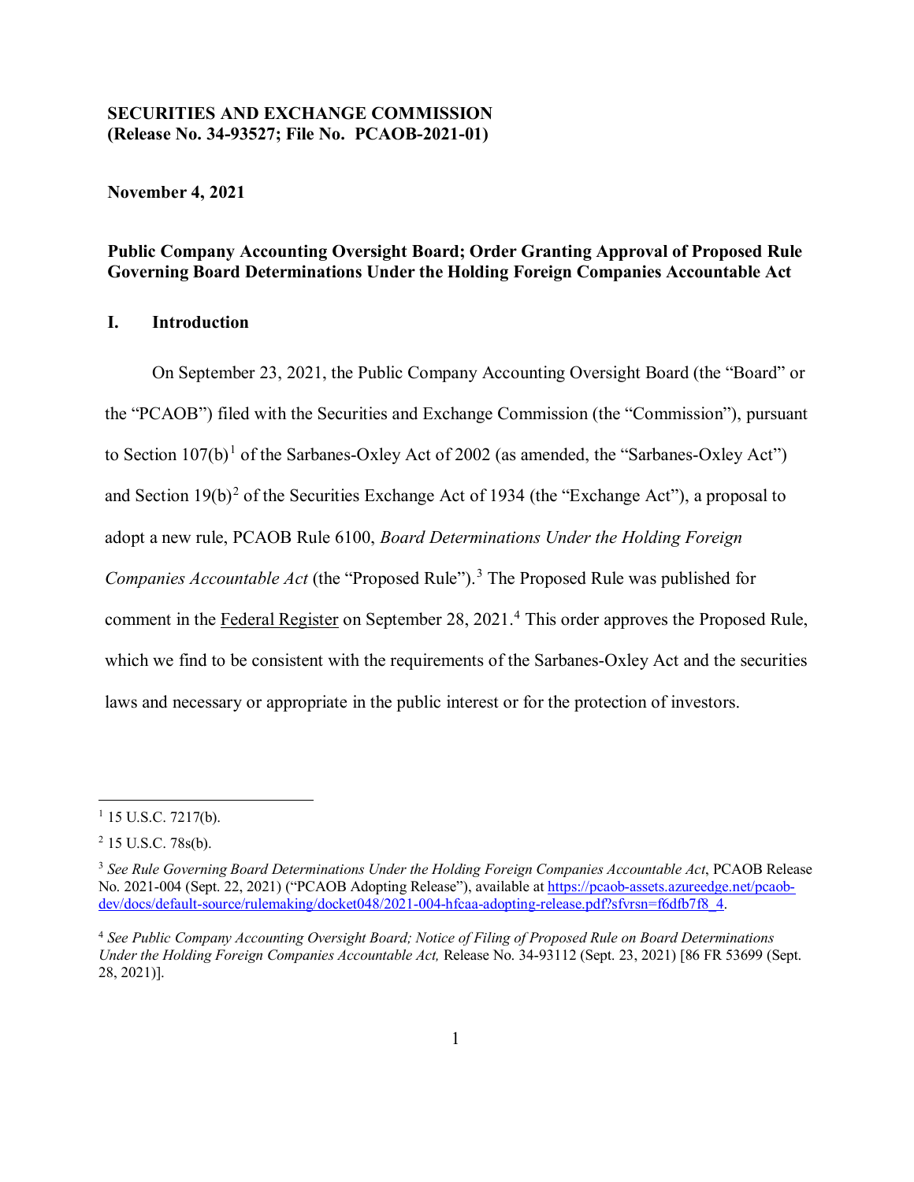**SECURITIES AND EXCHANGE COMMISSION**
**(Release No. 34-93527; File No. PCAOB-2021-01)**

**November 4, 2021**

**Public Company Accounting Oversight Board; Order Granting Approval of Proposed Rule Governing Board Determinations Under the Holding Foreign Companies Accountable Act**

## I. Introduction

On September 23, 2021, the Public Company Accounting Oversight Board (the "Board" or the "PCAOB") filed with the Securities and Exchange Commission (the "Commission"), pursuant to Section 107(b)[1] of the Sarbanes-Oxley Act of 2002 (as amended, the "Sarbanes-Oxley Act") and Section 19(b)[2] of the Securities Exchange Act of 1934 (the "Exchange Act"), a proposal to adopt a new rule, PCAOB Rule 6100, *Board Determinations Under the Holding Foreign Companies Accountable Act* (the "Proposed Rule").[3] The Proposed Rule was published for comment in the Federal Register on September 28, 2021.[4] This order approves the Proposed Rule, which we find to be consistent with the requirements of the Sarbanes-Oxley Act and the securities laws and necessary or appropriate in the public interest or for the protection of investors.

---

[1] 15 U.S.C. 7217(b).

[2] 15 U.S.C. 78s(b).

[3] *See Rule Governing Board Determinations Under the Holding Foreign Companies Accountable Act*, PCAOB Release No. 2021-004 (Sept. 22, 2021) ("PCAOB Adopting Release"), available at https://pcaob-assets.azureedge.net/pcaob-dev/docs/default-source/rulemaking/docket048/2021-004-hfcaa-adopting-release.pdf?sfvrsn=f6dfb7f8_4.

[4] *See Public Company Accounting Oversight Board; Notice of Filing of Proposed Rule on Board Determinations Under the Holding Foreign Companies Accountable Act,* Release No. 34-93112 (Sept. 23, 2021) [86 FR 53699 (Sept. 28, 2021)].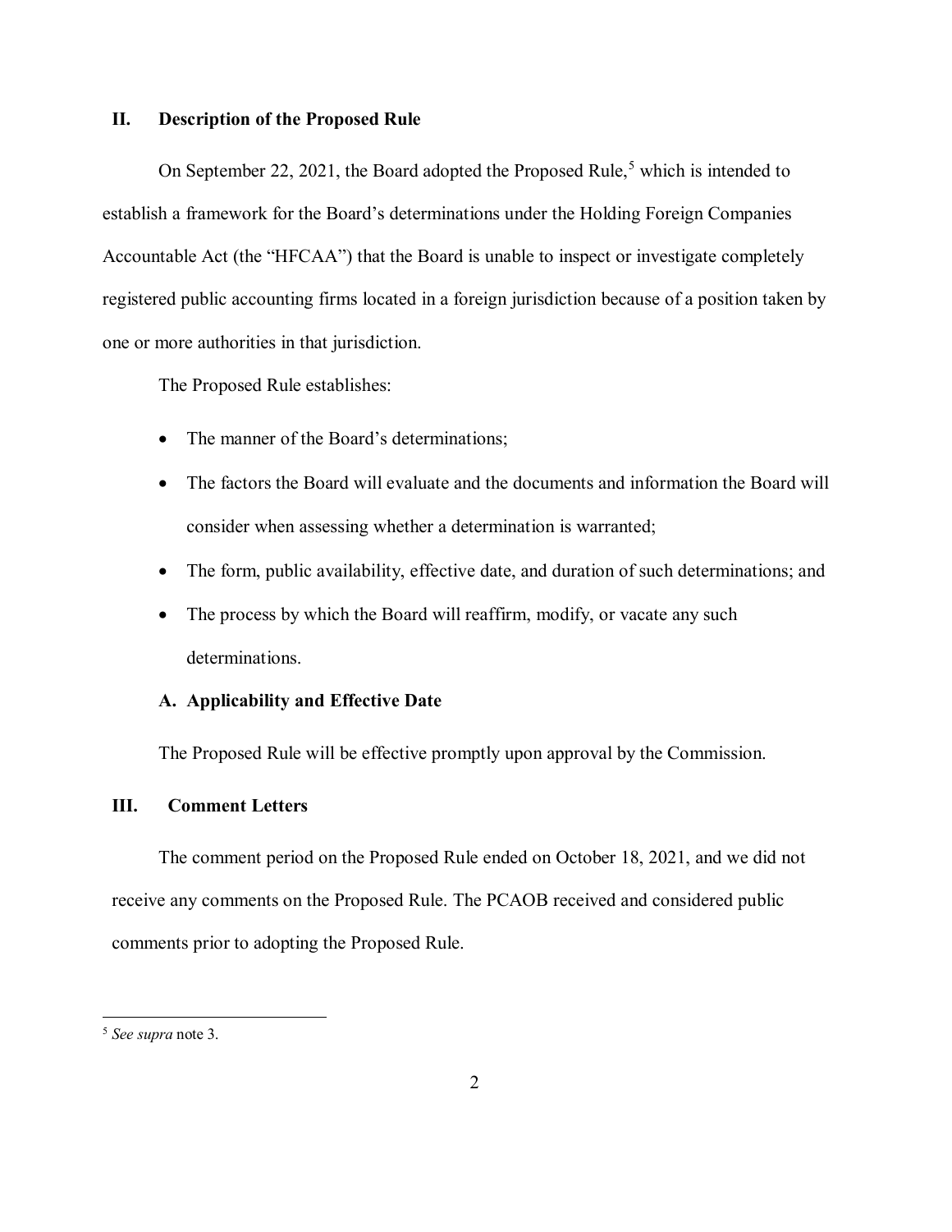## II. Description of the Proposed Rule

On September 22, 2021, the Board adopted the Proposed Rule,[5] which is intended to establish a framework for the Board's determinations under the Holding Foreign Companies Accountable Act (the "HFCAA") that the Board is unable to inspect or investigate completely registered public accounting firms located in a foreign jurisdiction because of a position taken by one or more authorities in that jurisdiction.

The Proposed Rule establishes:

- The manner of the Board's determinations;
- The factors the Board will evaluate and the documents and information the Board will consider when assessing whether a determination is warranted;
- The form, public availability, effective date, and duration of such determinations; and
- The process by which the Board will reaffirm, modify, or vacate any such determinations.

### A. Applicability and Effective Date

The Proposed Rule will be effective promptly upon approval by the Commission.

## III. Comment Letters

The comment period on the Proposed Rule ended on October 18, 2021, and we did not receive any comments on the Proposed Rule. The PCAOB received and considered public comments prior to adopting the Proposed Rule.

---

[5] *See supra* note 3.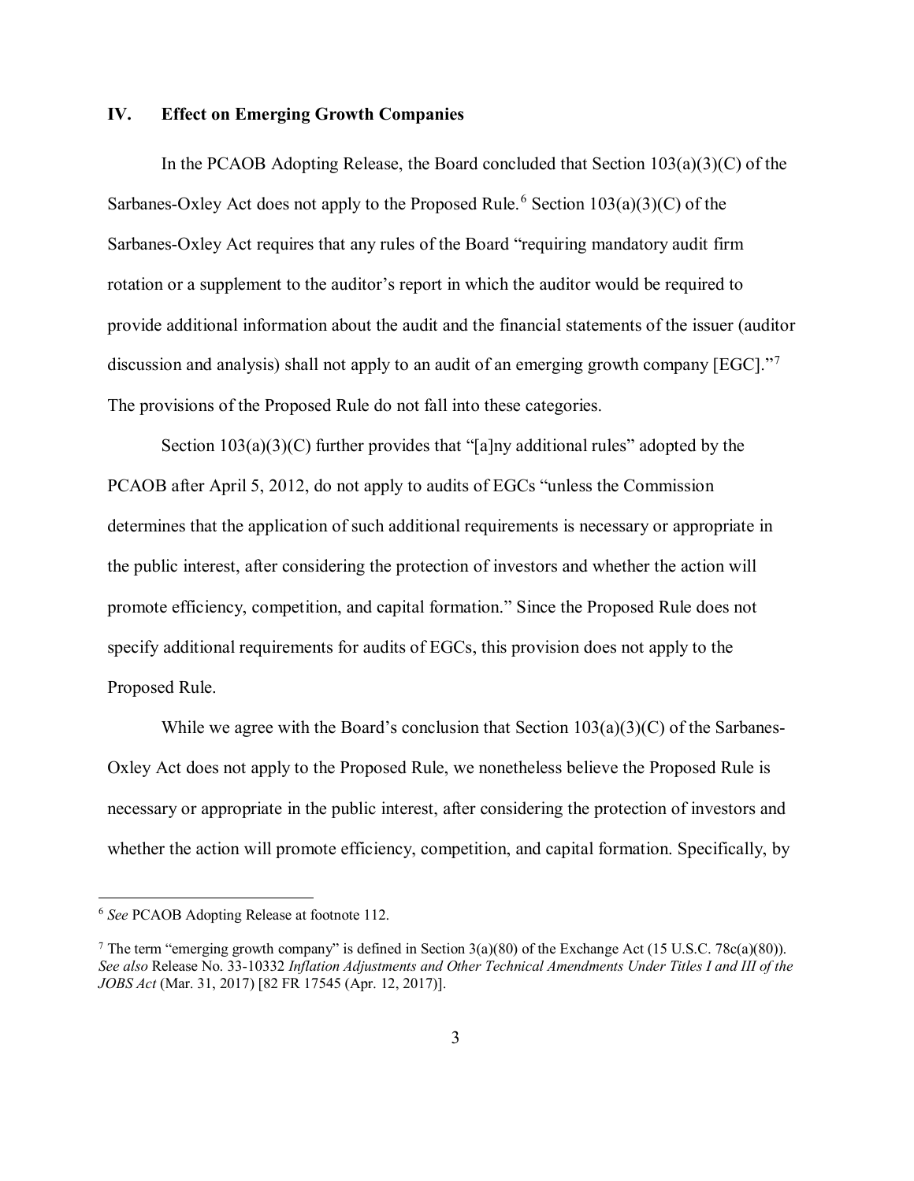## IV. Effect on Emerging Growth Companies

In the PCAOB Adopting Release, the Board concluded that Section 103(a)(3)(C) of the Sarbanes-Oxley Act does not apply to the Proposed Rule.[6] Section 103(a)(3)(C) of the Sarbanes-Oxley Act requires that any rules of the Board "requiring mandatory audit firm rotation or a supplement to the auditor's report in which the auditor would be required to provide additional information about the audit and the financial statements of the issuer (auditor discussion and analysis) shall not apply to an audit of an emerging growth company [EGC]."[7] The provisions of the Proposed Rule do not fall into these categories.

Section 103(a)(3)(C) further provides that "[a]ny additional rules" adopted by the PCAOB after April 5, 2012, do not apply to audits of EGCs "unless the Commission determines that the application of such additional requirements is necessary or appropriate in the public interest, after considering the protection of investors and whether the action will promote efficiency, competition, and capital formation." Since the Proposed Rule does not specify additional requirements for audits of EGCs, this provision does not apply to the Proposed Rule.

While we agree with the Board's conclusion that Section 103(a)(3)(C) of the Sarbanes-Oxley Act does not apply to the Proposed Rule, we nonetheless believe the Proposed Rule is necessary or appropriate in the public interest, after considering the protection of investors and whether the action will promote efficiency, competition, and capital formation. Specifically, by

---

[6] *See* PCAOB Adopting Release at footnote 112.

[7] The term "emerging growth company" is defined in Section 3(a)(80) of the Exchange Act (15 U.S.C. 78c(a)(80)). *See also* Release No. 33-10332 *Inflation Adjustments and Other Technical Amendments Under Titles I and III of the JOBS Act* (Mar. 31, 2017) [82 FR 17545 (Apr. 12, 2017)].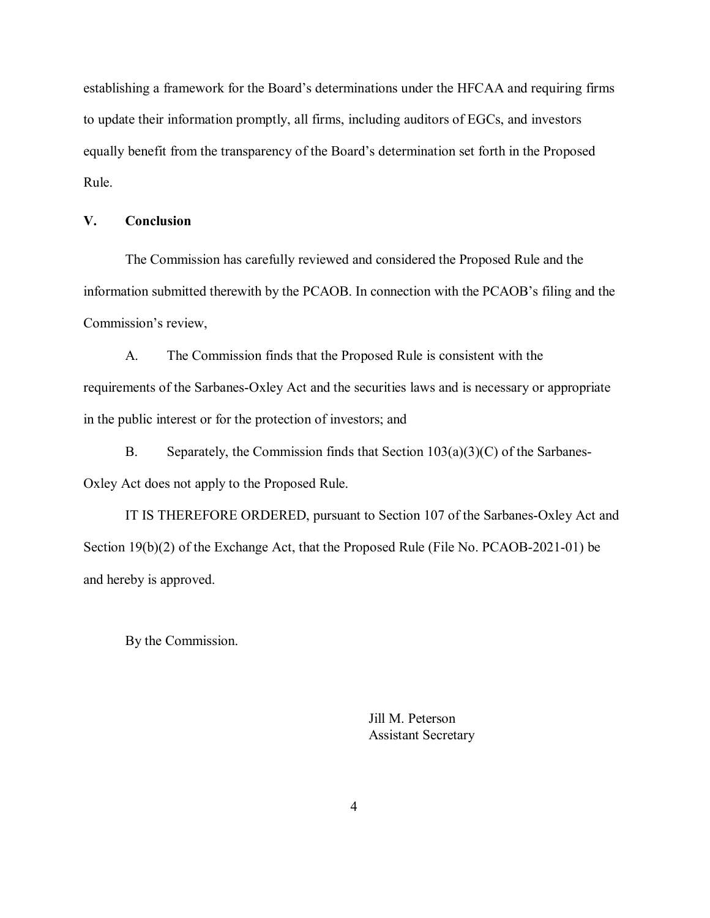establishing a framework for the Board's determinations under the HFCAA and requiring firms to update their information promptly, all firms, including auditors of EGCs, and investors equally benefit from the transparency of the Board's determination set forth in the Proposed Rule.

## V. Conclusion

The Commission has carefully reviewed and considered the Proposed Rule and the information submitted therewith by the PCAOB. In connection with the PCAOB's filing and the Commission's review,

A. The Commission finds that the Proposed Rule is consistent with the requirements of the Sarbanes-Oxley Act and the securities laws and is necessary or appropriate in the public interest or for the protection of investors; and

B. Separately, the Commission finds that Section 103(a)(3)(C) of the Sarbanes-Oxley Act does not apply to the Proposed Rule.

IT IS THEREFORE ORDERED, pursuant to Section 107 of the Sarbanes-Oxley Act and Section 19(b)(2) of the Exchange Act, that the Proposed Rule (File No. PCAOB-2021-01) be and hereby is approved.

By the Commission.

Jill M. Peterson
Assistant Secretary